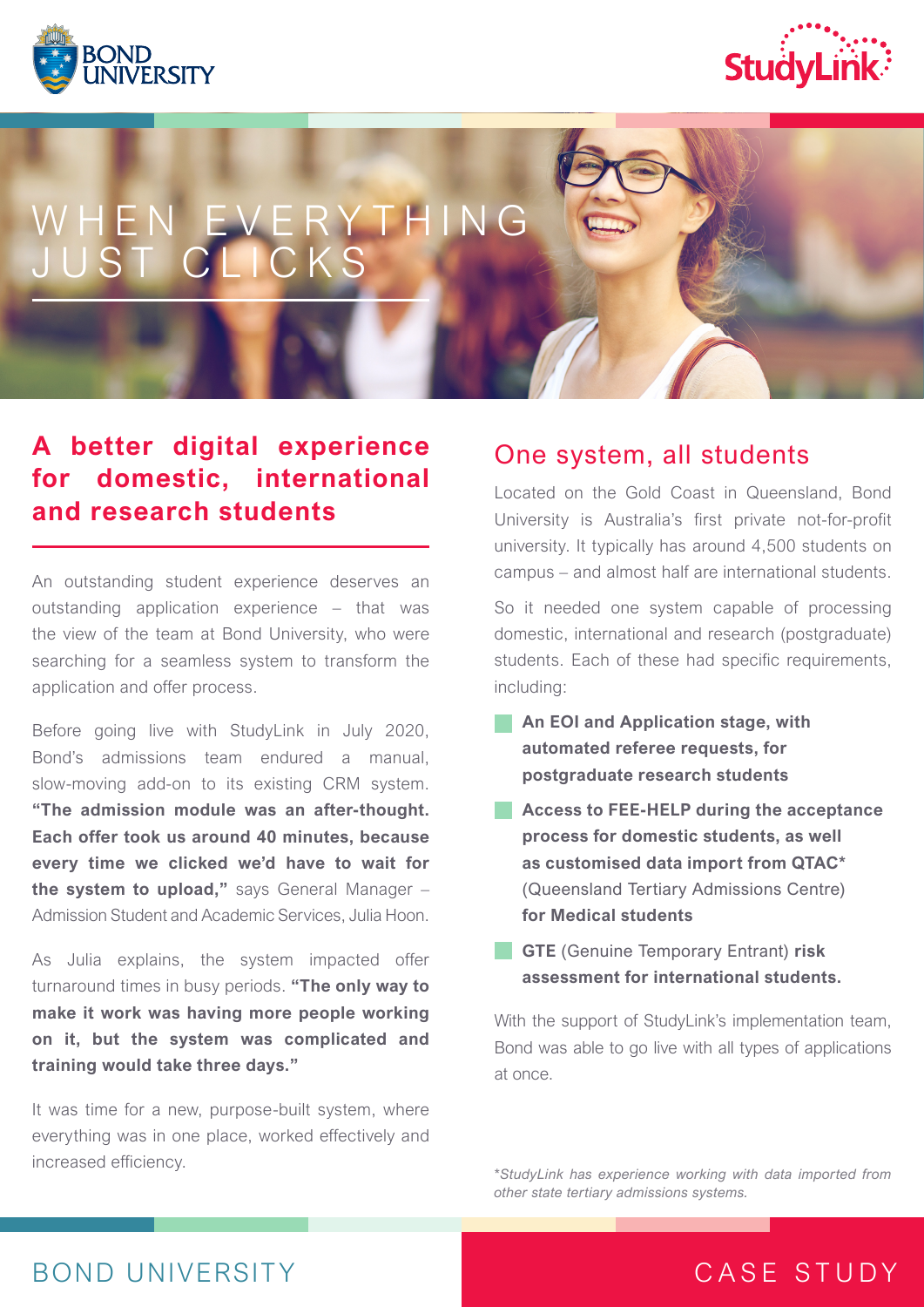# WHEN EVERYTHING JUST CLICKS

## A better digital experience for domestic, international and research students

An outstanding student experience deserves an outstanding application experience – that was the view of the team at Bond University, who were searching for a seamless system to transform the application and offer process.

Before going live with StudyLink in July 2020, Bond's admissions team endured a manual, slow-moving add-on to its existing CRM system. **"The admission module was an after-thought. Each offer took us around 40 minutes, because every time we clicked we'd have to wait for the system to upload,"** says General Manager – Admission Student and Academic Services, Julia Hoon.

As Julia explains, the system impacted offer turnaround times in busy periods. **"The only way to make it work was having more people working on it, but the system was complicated and training would take three days."**

It was time for a new, purpose-built system, where everything was in one place, worked effectively and increased efficiency.

## One system, all students

Located on the Gold Coast in Queensland, Bond University is Australia's first private not-for-profit university. It typically has around 4,500 students on campus – and almost half are international students.

So it needed one system capable of processing domestic, international and research (postgraduate) students. Each of these had specific requirements, including:

- **An EOI and Application stage, with automated referee requests, for postgraduate research students**
- **Access to FEE-HELP during the acceptance process for domestic students, as well as customised data import from QTAC*** (Queensland Tertiary Admissions Centre) **for Medical students**
- **GTE** (Genuine Temporary Entrant) **risk assessment for international students.**

With the support of StudyLink's implementation team, Bond was able to go live with all types of applications at once.

*\*StudyLink has experience working with data imported from other state tertiary admissions systems.*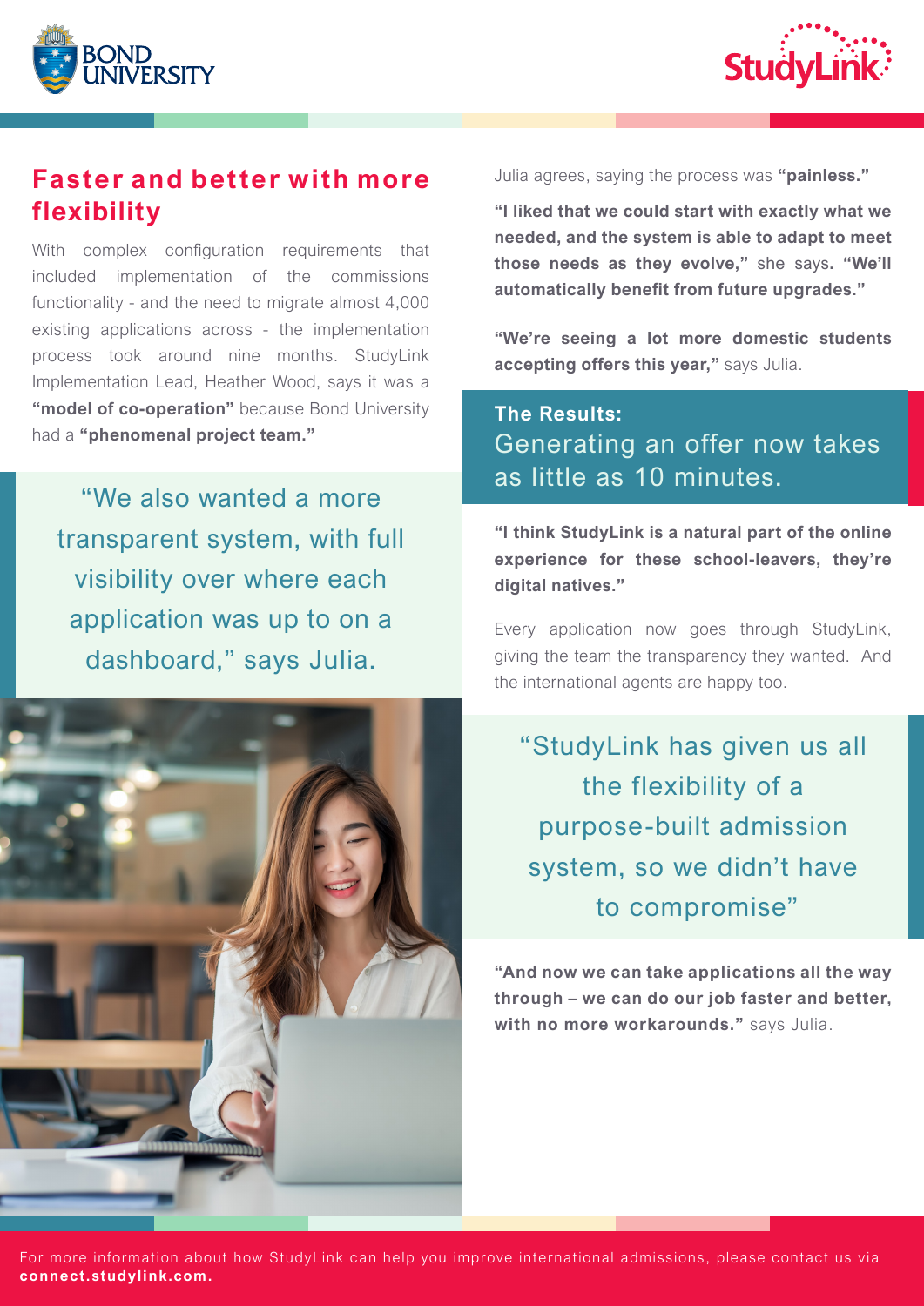## Faster and better with more flexibility

With complex configuration requirements that included implementation of the commissions functionality - and the need to migrate almost 4,000 existing applications across - the implementation process took around nine months. StudyLink Implementation Lead, Heather Wood, says it was a **"model of co-operation"** because Bond University had a **"phenomenal project team."**

> "We also wanted a more transparent system, with full visibility over where each application was up to on a dashboard," says Julia.

Julia agrees, saying the process was **"painless."**

**"I liked that we could start with exactly what we needed, and the system is able to adapt to meet those needs as they evolve,"** she says. **"We'll automatically benefit from future upgrades."**

**"We're seeing a lot more domestic students accepting offers this year,"** says Julia.

### The Results:
Generating an offer now takes as little as 10 minutes.

**"I think StudyLink is a natural part of the online experience for these school-leavers, they're digital natives."**

Every application now goes through StudyLink, giving the team the transparency they wanted. And the international agents are happy too.

> "StudyLink has given us all the flexibility of a purpose-built admission system, so we didn't have to compromise"

**"And now we can take applications all the way through – we can do our job faster and better, with no more workarounds."** says Julia.

For more information about how StudyLink can help you improve international admissions, please contact us via **connect.studylink.com.**